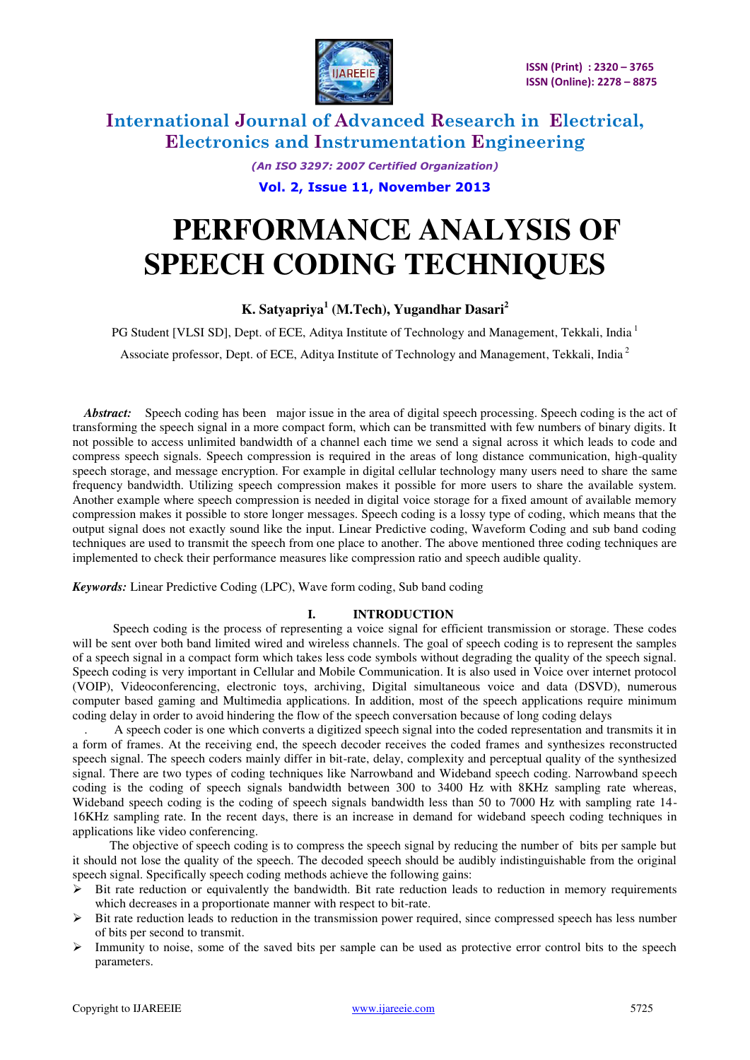# PERFORMANCE ANALYSIS OF SPEECH CODING TECHNIQUES

**K. Satyapriya[1] (M.Tech), Yugandhar Dasari[2]**

PG Student [VLSI SD], Dept. of ECE, Aditya Institute of Technology and Management, Tekkali, India [1]

Associate professor, Dept. of ECE, Aditya Institute of Technology and Management, Tekkali, India [2]

***Abstract:*** Speech coding has been major issue in the area of digital speech processing. Speech coding is the act of transforming the speech signal in a more compact form, which can be transmitted with few numbers of binary digits. It not possible to access unlimited bandwidth of a channel each time we send a signal across it which leads to code and compress speech signals. Speech compression is required in the areas of long distance communication, high-quality speech storage, and message encryption. For example in digital cellular technology many users need to share the same frequency bandwidth. Utilizing speech compression makes it possible for more users to share the available system. Another example where speech compression is needed in digital voice storage for a fixed amount of available memory compression makes it possible to store longer messages. Speech coding is a lossy type of coding, which means that the output signal does not exactly sound like the input. Linear Predictive coding, Waveform Coding and sub band coding techniques are used to transmit the speech from one place to another. The above mentioned three coding techniques are implemented to check their performance measures like compression ratio and speech audible quality.

***Keywords:*** Linear Predictive Coding (LPC), Wave form coding, Sub band coding

## I. INTRODUCTION

Speech coding is the process of representing a voice signal for efficient transmission or storage. These codes will be sent over both band limited wired and wireless channels. The goal of speech coding is to represent the samples of a speech signal in a compact form which takes less code symbols without degrading the quality of the speech signal. Speech coding is very important in Cellular and Mobile Communication. It is also used in Voice over internet protocol (VOIP), Videoconferencing, electronic toys, archiving, Digital simultaneous voice and data (DSVD), numerous computer based gaming and Multimedia applications. In addition, most of the speech applications require minimum coding delay in order to avoid hindering the flow of the speech conversation because of long coding delays

. A speech coder is one which converts a digitized speech signal into the coded representation and transmits it in a form of frames. At the receiving end, the speech decoder receives the coded frames and synthesizes reconstructed speech signal. The speech coders mainly differ in bit-rate, delay, complexity and perceptual quality of the synthesized signal. There are two types of coding techniques like Narrowband and Wideband speech coding. Narrowband speech coding is the coding of speech signals bandwidth between 300 to 3400 Hz with 8KHz sampling rate whereas, Wideband speech coding is the coding of speech signals bandwidth less than 50 to 7000 Hz with sampling rate 14-16KHz sampling rate. In the recent days, there is an increase in demand for wideband speech coding techniques in applications like video conferencing.

The objective of speech coding is to compress the speech signal by reducing the number of bits per sample but it should not lose the quality of the speech. The decoded speech should be audibly indistinguishable from the original speech signal. Specifically speech coding methods achieve the following gains:

- Bit rate reduction or equivalently the bandwidth. Bit rate reduction leads to reduction in memory requirements which decreases in a proportionate manner with respect to bit-rate.
- Bit rate reduction leads to reduction in the transmission power required, since compressed speech has less number of bits per second to transmit.
- Immunity to noise, some of the saved bits per sample can be used as protective error control bits to the speech parameters.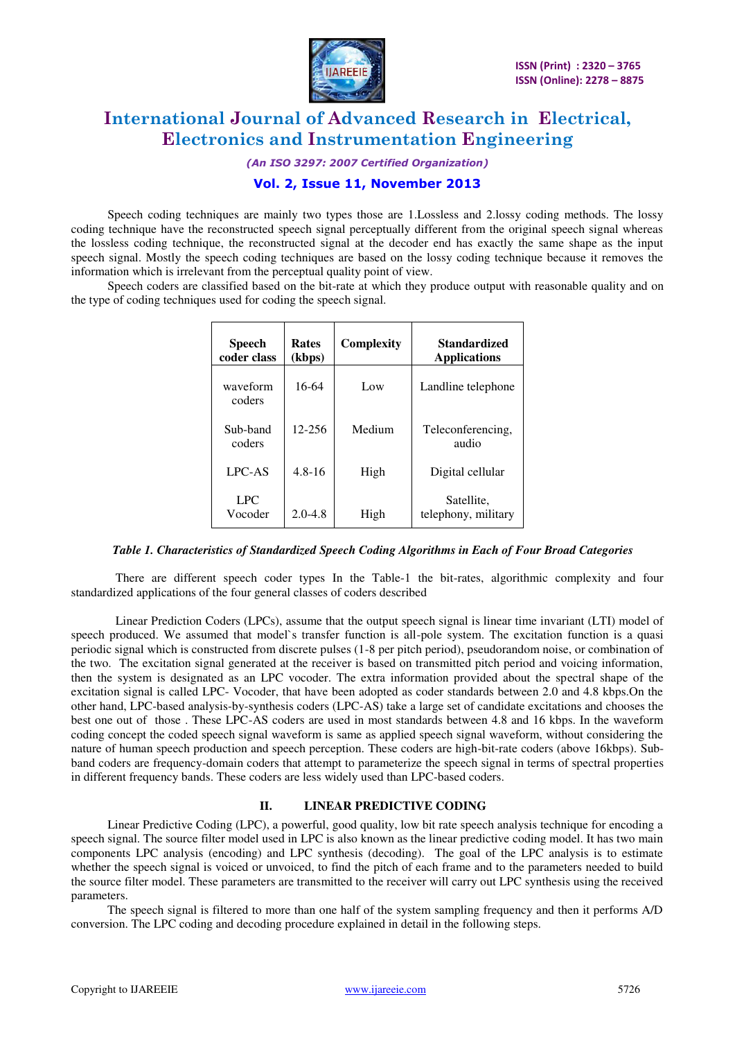Speech coding techniques are mainly two types those are 1.Lossless and 2.lossy coding methods. The lossy coding technique have the reconstructed speech signal perceptually different from the original speech signal whereas the lossless coding technique, the reconstructed signal at the decoder end has exactly the same shape as the input speech signal. Mostly the speech coding techniques are based on the lossy coding technique because it removes the information which is irrelevant from the perceptual quality point of view.

Speech coders are classified based on the bit-rate at which they produce output with reasonable quality and on the type of coding techniques used for coding the speech signal.

| Speech coder class | Rates (kbps) | Complexity | Standardized Applications |
|---|---|---|---|
| waveform coders | 16-64 | Low | Landline telephone |
| Sub-band coders | 12-256 | Medium | Teleconferencing, audio |
| LPC-AS | 4.8-16 | High | Digital cellular |
| LPC Vocoder | 2.0-4.8 | High | Satellite, telephony, military |

*Table 1. Characteristics of Standardized Speech Coding Algorithms in Each of Four Broad Categories*

There are different speech coder types In the Table-1 the bit-rates, algorithmic complexity and four standardized applications of the four general classes of coders described

Linear Prediction Coders (LPCs), assume that the output speech signal is linear time invariant (LTI) model of speech produced. We assumed that model`s transfer function is all-pole system. The excitation function is a quasi periodic signal which is constructed from discrete pulses (1-8 per pitch period), pseudorandom noise, or combination of the two. The excitation signal generated at the receiver is based on transmitted pitch period and voicing information, then the system is designated as an LPC vocoder. The extra information provided about the spectral shape of the excitation signal is called LPC- Vocoder, that have been adopted as coder standards between 2.0 and 4.8 kbps.On the other hand, LPC-based analysis-by-synthesis coders (LPC-AS) take a large set of candidate excitations and chooses the best one out of those . These LPC-AS coders are used in most standards between 4.8 and 16 kbps. In the waveform coding concept the coded speech signal waveform is same as applied speech signal waveform, without considering the nature of human speech production and speech perception. These coders are high-bit-rate coders (above 16kbps). Sub-band coders are frequency-domain coders that attempt to parameterize the speech signal in terms of spectral properties in different frequency bands. These coders are less widely used than LPC-based coders.

## II. LINEAR PREDICTIVE CODING

Linear Predictive Coding (LPC), a powerful, good quality, low bit rate speech analysis technique for encoding a speech signal. The source filter model used in LPC is also known as the linear predictive coding model. It has two main components LPC analysis (encoding) and LPC synthesis (decoding). The goal of the LPC analysis is to estimate whether the speech signal is voiced or unvoiced, to find the pitch of each frame and to the parameters needed to build the source filter model. These parameters are transmitted to the receiver will carry out LPC synthesis using the received parameters.

The speech signal is filtered to more than one half of the system sampling frequency and then it performs A/D conversion. The LPC coding and decoding procedure explained in detail in the following steps.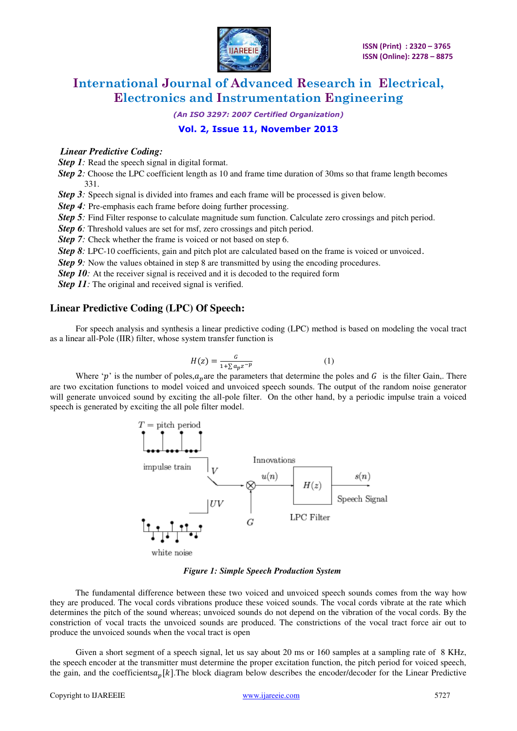*Linear Predictive Coding:*

***Step 1:*** Read the speech signal in digital format.

***Step 2:*** Choose the LPC coefficient length as 10 and frame time duration of 30ms so that frame length becomes 331.

***Step 3:*** Speech signal is divided into frames and each frame will be processed is given below.

***Step 4:*** Pre-emphasis each frame before doing further processing.

***Step 5:*** Find Filter response to calculate magnitude sum function. Calculate zero crossings and pitch period.

***Step 6:*** Threshold values are set for msf, zero crossings and pitch period.

***Step 7:*** Check whether the frame is voiced or not based on step 6.

***Step 8:*** LPC-10 coefficients, gain and pitch plot are calculated based on the frame is voiced or unvoiced.

***Step 9:*** Now the values obtained in step 8 are transmitted by using the encoding procedures.

***Step 10:*** At the receiver signal is received and it is decoded to the required form

***Step 11:*** The original and received signal is verified.

## Linear Predictive Coding (LPC) Of Speech:

For speech analysis and synthesis a linear predictive coding (LPC) method is based on modeling the vocal tract as a linear all-Pole (IIR) filter, whose system transfer function is

$$H(z) = \frac{G}{1+\sum a_p z^{-p}} \qquad (1)$$

Where '$p$' is the number of poles, $a_p$ are the parameters that determine the poles and $G$ is the filter Gain,. There are two excitation functions to model voiced and unvoiced speech sounds. The output of the random noise generator will generate unvoiced sound by exciting the all-pole filter. On the other hand, by a periodic impulse train a voiced speech is generated by exciting the all pole filter model.

*Figure 1: Simple Speech Production System*

The fundamental difference between these two voiced and unvoiced speech sounds comes from the way how they are produced. The vocal cords vibrations produce these voiced sounds. The vocal cords vibrate at the rate which determines the pitch of the sound whereas; unvoiced sounds do not depend on the vibration of the vocal cords. By the constriction of vocal tracts the unvoiced sounds are produced. The constrictions of the vocal tract force air out to produce the unvoiced sounds when the vocal tract is open

Given a short segment of a speech signal, let us say about 20 ms or 160 samples at a sampling rate of 8 KHz, the speech encoder at the transmitter must determine the proper excitation function, the pitch period for voiced speech, the gain, and the coefficients $a_p[k]$. The block diagram below describes the encoder/decoder for the Linear Predictive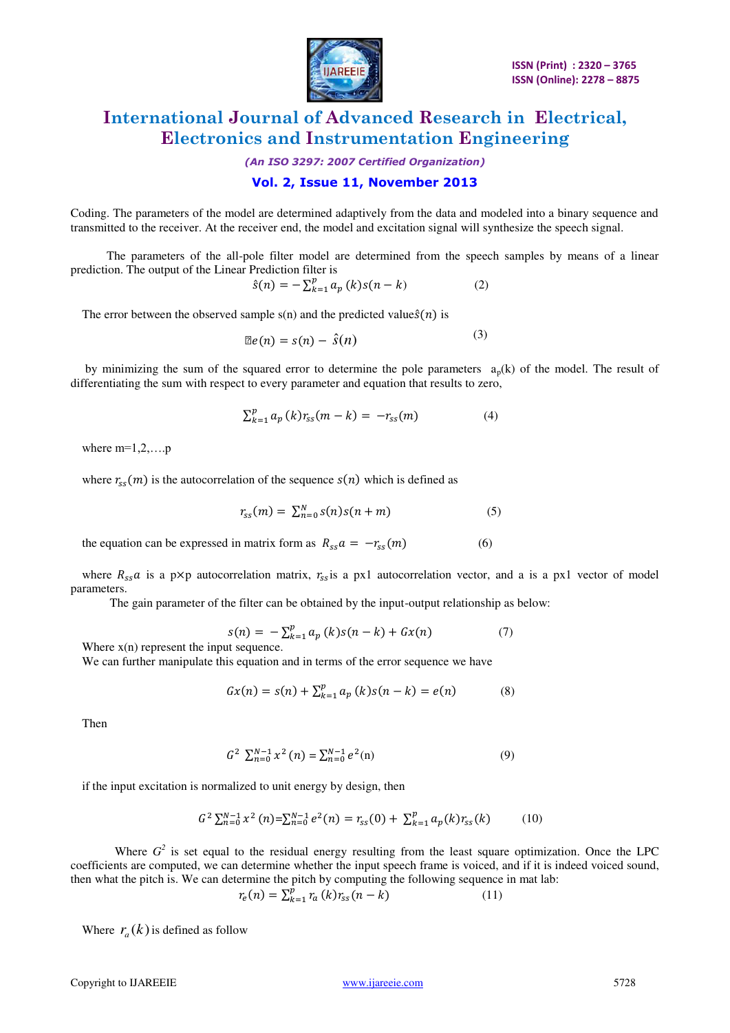Coding. The parameters of the model are determined adaptively from the data and modeled into a binary sequence and transmitted to the receiver. At the receiver end, the model and excitation signal will synthesize the speech signal.

The parameters of the all-pole filter model are determined from the speech samples by means of a linear prediction. The output of the Linear Prediction filter is

$$\hat{s}(n) = -\sum_{k=1}^{p} a_p(k)s(n-k) \qquad (2)$$

The error between the observed sample s(n) and the predicted value $\hat{s}(n)$ is

$$e(n) = s(n) - \hat{s}(n) \qquad (3)$$

by minimizing the sum of the squared error to determine the pole parameters $a_p(k)$ of the model. The result of differentiating the sum with respect to every parameter and equation that results to zero,

$$\sum_{k=1}^{p} a_p(k)r_{ss}(m-k) = -r_{ss}(m) \qquad (4)$$

where m=1,2,….p

where $r_{ss}(m)$ is the autocorrelation of the sequence $s(n)$ which is defined as

$$r_{ss}(m) = \sum_{n=0}^{N} s(n)s(n+m) \qquad (5)$$

the equation can be expressed in matrix form as $R_{ss}a = -r_{ss}(m)$ (6)

where $R_{ss}a$ is a p×p autocorrelation matrix, $r_{ss}$ is a px1 autocorrelation vector, and a is a px1 vector of model parameters.

The gain parameter of the filter can be obtained by the input-output relationship as below:

$$s(n) = -\sum_{k=1}^{p} a_p(k)s(n-k) + Gx(n) \qquad (7)$$

Where x(n) represent the input sequence.

We can further manipulate this equation and in terms of the error sequence we have

$$Gx(n) = s(n) + \sum_{k=1}^{p} a_p(k)s(n-k) = e(n) \qquad (8)$$

Then

$$G^2 \sum_{n=0}^{N-1} x^2(n) = \sum_{n=0}^{N-1} e^2(n) \qquad (9)$$

if the input excitation is normalized to unit energy by design, then

$$G^2 \sum_{n=0}^{N-1} x^2(n) = \sum_{n=0}^{N-1} e^2(n) = r_{ss}(0) + \sum_{k=1}^{p} a_p(k)r_{ss}(k) \qquad (10)$$

Where $G^2$ is set equal to the residual energy resulting from the least square optimization. Once the LPC coefficients are computed, we can determine whether the input speech frame is voiced, and if it is indeed voiced sound, then what the pitch is. We can determine the pitch by computing the following sequence in mat lab:

$$r_e(n) = \sum_{k=1}^{p} r_a(k)r_{ss}(n-k) \qquad (11)$$

Where $r_a(k)$ is defined as follow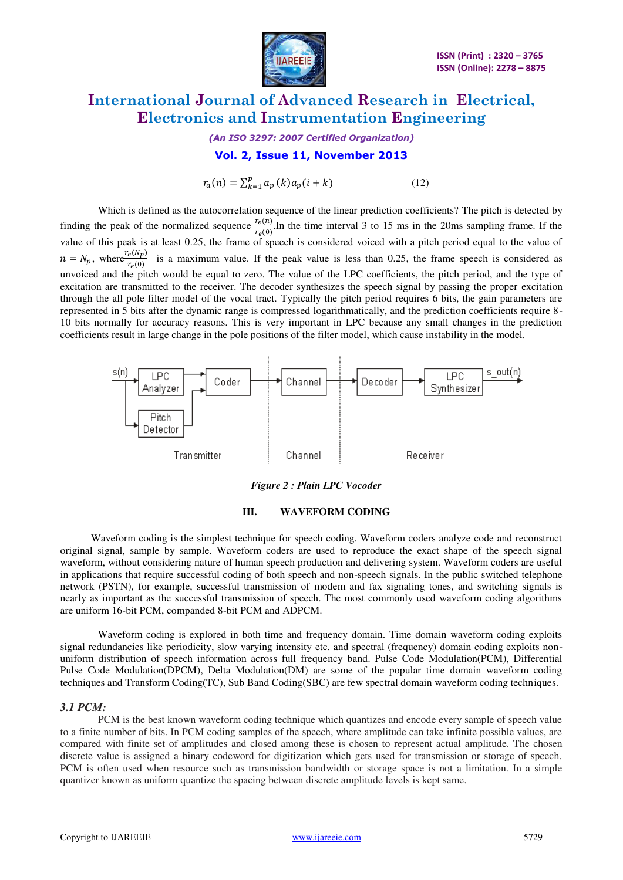$$r_a(n) = \sum_{k=1}^{p} a_p(k) a_p(i+k) \qquad (12)$$

Which is defined as the autocorrelation sequence of the linear prediction coefficients? The pitch is detected by finding the peak of the normalized sequence $\frac{r_e(n)}{r_e(0)}$.In the time interval 3 to 15 ms in the 20ms sampling frame. If the value of this peak is at least 0.25, the frame of speech is considered voiced with a pitch period equal to the value of $n = N_p$, where $\frac{r_e(N_p)}{r_e(0)}$ is a maximum value. If the peak value is less than 0.25, the frame speech is considered as unvoiced and the pitch would be equal to zero. The value of the LPC coefficients, the pitch period, and the type of excitation are transmitted to the receiver. The decoder synthesizes the speech signal by passing the proper excitation through the all pole filter model of the vocal tract. Typically the pitch period requires 6 bits, the gain parameters are represented in 5 bits after the dynamic range is compressed logarithmically, and the prediction coefficients require 8-10 bits normally for accuracy reasons. This is very important in LPC because any small changes in the prediction coefficients result in large change in the pole positions of the filter model, which cause instability in the model.

*Figure 2 : Plain LPC Vocoder*

## III. WAVEFORM CODING

Waveform coding is the simplest technique for speech coding. Waveform coders analyze code and reconstruct original signal, sample by sample. Waveform coders are used to reproduce the exact shape of the speech signal waveform, without considering nature of human speech production and delivering system. Waveform coders are useful in applications that require successful coding of both speech and non-speech signals. In the public switched telephone network (PSTN), for example, successful transmission of modem and fax signaling tones, and switching signals is nearly as important as the successful transmission of speech. The most commonly used waveform coding algorithms are uniform 16-bit PCM, companded 8-bit PCM and ADPCM.

Waveform coding is explored in both time and frequency domain. Time domain waveform coding exploits signal redundancies like periodicity, slow varying intensity etc. and spectral (frequency) domain coding exploits non-uniform distribution of speech information across full frequency band. Pulse Code Modulation(PCM), Differential Pulse Code Modulation(DPCM), Delta Modulation(DM) are some of the popular time domain waveform coding techniques and Transform Coding(TC), Sub Band Coding(SBC) are few spectral domain waveform coding techniques.

### *3.1 PCM:*

PCM is the best known waveform coding technique which quantizes and encode every sample of speech value to a finite number of bits. In PCM coding samples of the speech, where amplitude can take infinite possible values, are compared with finite set of amplitudes and closed among these is chosen to represent actual amplitude. The chosen discrete value is assigned a binary codeword for digitization which gets used for transmission or storage of speech. PCM is often used when resource such as transmission bandwidth or storage space is not a limitation. In a simple quantizer known as uniform quantize the spacing between discrete amplitude levels is kept same.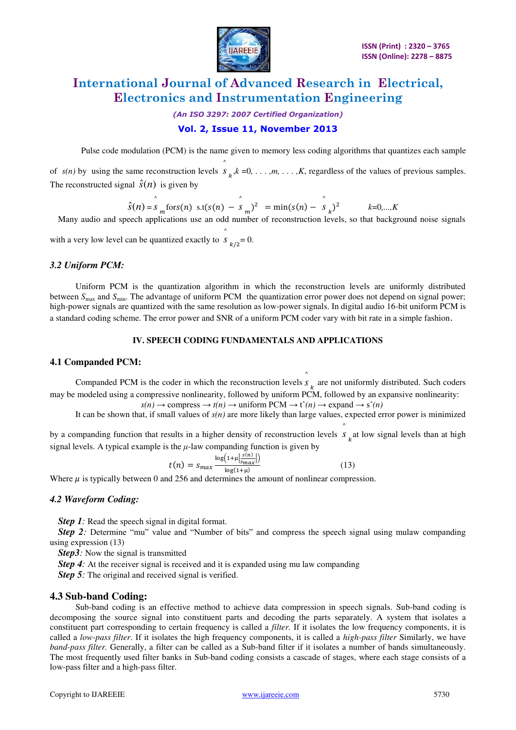Pulse code modulation (PCM) is the name given to memory less coding algorithms that quantizes each sample of $s(n)$ by using the same reconstruction levels $\hat{s}_k$, $k = 0, \ldots, m, \ldots, K$, regardless of the values of previous samples. The reconstructed signal $\hat{s}(n)$ is given by

$$\hat{s}(n) = \hat{s}_m \text{ for } s(n) \text{ s.t} (s(n) - \hat{s}_m)^2 = \min(s(n) - \hat{s}_k)^2 \qquad k=0,\ldots,K$$

Many audio and speech applications use an odd number of reconstruction levels, so that background noise signals with a very low level can be quantized exactly to $\hat{s}_{k/2} = 0$.

### *3.2 Uniform PCM:*

Uniform PCM is the quantization algorithm in which the reconstruction levels are uniformly distributed between $S_{max}$ and $S_{min}$. The advantage of uniform PCM the quantization error power does not depend on signal power; high-power signals are quantized with the same resolution as low-power signals. In digital audio 16-bit uniform PCM is a standard coding scheme. The error power and SNR of a uniform PCM coder vary with bit rate in a simple fashion.

## IV. SPEECH CODING FUNDAMENTALS AND APPLICATIONS

### 4.1 Companded PCM:

Companded PCM is the coder in which the reconstruction levels $\hat{s}_k$ are not uniformly distributed. Such coders may be modeled using a compressive nonlinearity, followed by uniform PCM, followed by an expansive nonlinearity:

$s(n) \rightarrow$ compress $\rightarrow t(n) \rightarrow$ uniform PCM $\rightarrow \hat{t}(n) \rightarrow$ expand $\rightarrow \hat{s}(n)$

It can be shown that, if small values of $s(n)$ are more likely than large values, expected error power is minimized by a companding function that results in a higher density of reconstruction levels $\hat{s}_k$ at low signal levels than at high signal levels. A typical example is the $\mu$-law companding function is given by

$$t(n) = s_{max} \frac{\log\left(1+\mu\left|\frac{s(n)}{s_{max}}\right|\right)}{\log(1+\mu)} \qquad (13)$$

Where $\mu$ is typically between 0 and 256 and determines the amount of nonlinear compression.

### *4.2 Waveform Coding:*

***Step 1:*** Read the speech signal in digital format.

***Step 2:*** Determine "mu" value and "Number of bits" and compress the speech signal using mulaw companding using expression (13)

***Step3:*** Now the signal is transmitted

***Step 4:*** At the receiver signal is received and it is expanded using mu law companding

***Step 5:*** The original and received signal is verified.

### 4.3 Sub-band Coding:

Sub-band coding is an effective method to achieve data compression in speech signals. Sub-band coding is decomposing the source signal into constituent parts and decoding the parts separately. A system that isolates a constituent part corresponding to certain frequency is called a *filter.* If it isolates the low frequency components, it is called a *low-pass filter*. If it isolates the high frequency components, it is called a *high-pass filter* Similarly, we have *band-pass filter.* Generally, a filter can be called as a Sub-band filter if it isolates a number of bands simultaneously. The most frequently used filter banks in Sub-band coding consists a cascade of stages, where each stage consists of a low-pass filter and a high-pass filter.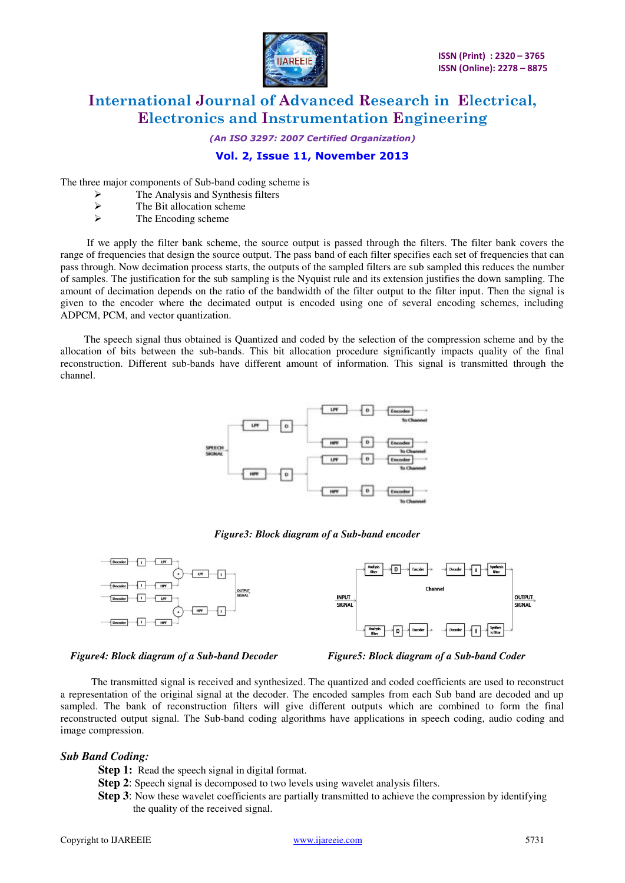The three major components of Sub-band coding scheme is

- The Analysis and Synthesis filters
- The Bit allocation scheme
- The Encoding scheme

If we apply the filter bank scheme, the source output is passed through the filters. The filter bank covers the range of frequencies that design the source output. The pass band of each filter specifies each set of frequencies that can pass through. Now decimation process starts, the outputs of the sampled filters are sub sampled this reduces the number of samples. The justification for the sub sampling is the Nyquist rule and its extension justifies the down sampling. The amount of decimation depends on the ratio of the bandwidth of the filter output to the filter input. Then the signal is given to the encoder where the decimated output is encoded using one of several encoding schemes, including ADPCM, PCM, and vector quantization.

The speech signal thus obtained is Quantized and coded by the selection of the compression scheme and by the allocation of bits between the sub-bands. This bit allocation procedure significantly impacts quality of the final reconstruction. Different sub-bands have different amount of information. This signal is transmitted through the channel.

*Figure3: Block diagram of a Sub-band encoder*

*Figure4: Block diagram of a Sub-band Decoder*

*Figure5: Block diagram of a Sub-band Coder*

The transmitted signal is received and synthesized. The quantized and coded coefficients are used to reconstruct a representation of the original signal at the decoder. The encoded samples from each Sub band are decoded and up sampled. The bank of reconstruction filters will give different outputs which are combined to form the final reconstructed output signal. The Sub-band coding algorithms have applications in speech coding, audio coding and image compression.

### *Sub Band Coding:*

**Step 1:** Read the speech signal in digital format.

**Step 2**: Speech signal is decomposed to two levels using wavelet analysis filters.

**Step 3**: Now these wavelet coefficients are partially transmitted to achieve the compression by identifying the quality of the received signal.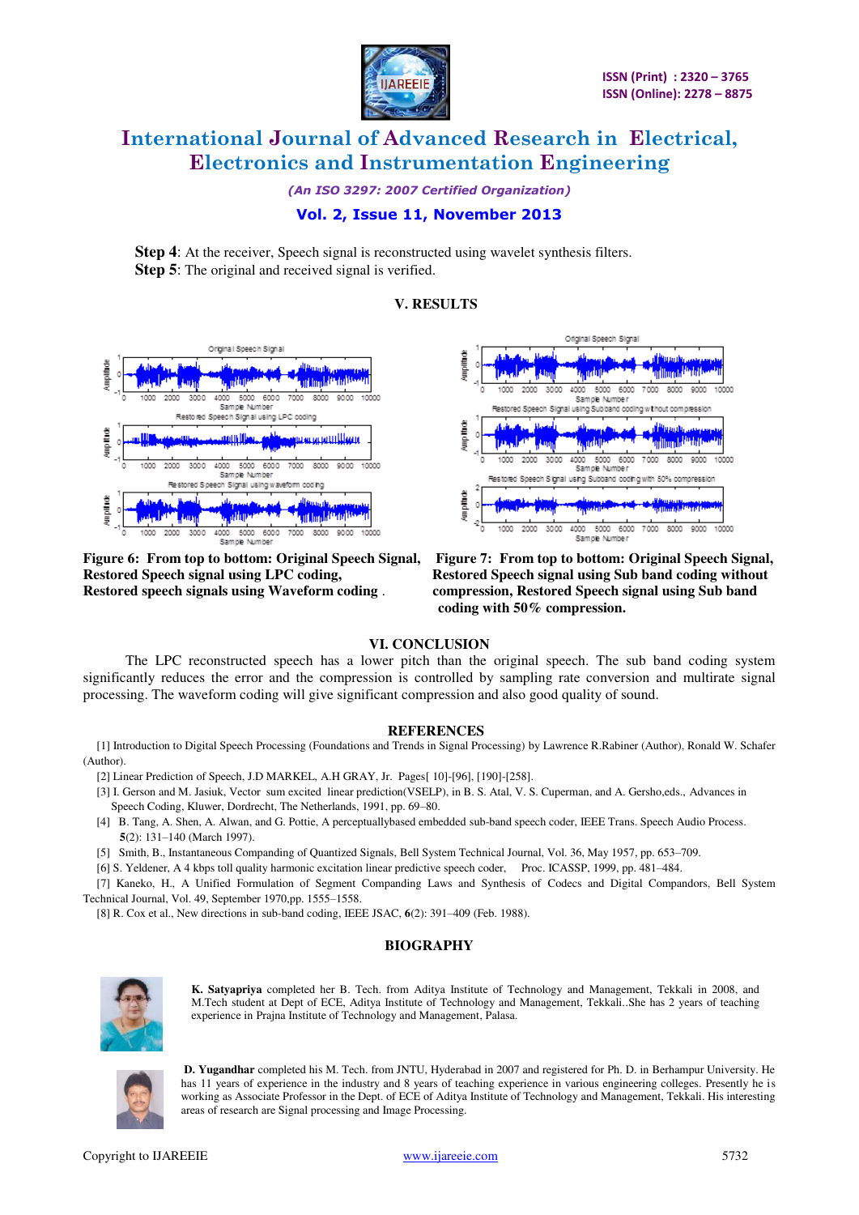**Step 4**: At the receiver, Speech signal is reconstructed using wavelet synthesis filters.
**Step 5**: The original and received signal is verified.

## V. RESULTS

Original Speech Signal
Amplitude
Sample Number
Restored Speech Signal using LPC coding
Amplitude
Sample Number
Restored Speech Signal using waveform coding
Amplitude
Sample Number

**Figure 6: From top to bottom: Original Speech Signal, Restored Speech signal using LPC coding, Restored speech signals using Waveform coding .**

Original Speech Signal
Amplitude
Sample Number
Restored Speech Signal using Subband coding without compression
Amplitude
Sample Number
Restored Speech Signal using Subband coding with 50% compression
Amplitude
Sample Number

**Figure 7: From top to bottom: Original Speech Signal, Restored Speech signal using Sub band coding without compression, Restored Speech signal using Sub band coding with 50% compression.**

## VI. CONCLUSION

The LPC reconstructed speech has a lower pitch than the original speech. The sub band coding system significantly reduces the error and the compression is controlled by sampling rate conversion and multirate signal processing. The waveform coding will give significant compression and also good quality of sound.

## REFERENCES

[1] Introduction to Digital Speech Processing (Foundations and Trends in Signal Processing) by Lawrence R.Rabiner (Author), Ronald W. Schafer (Author).

[2] Linear Prediction of Speech, J.D MARKEL, A.H GRAY, Jr. Pages[ 10]-[96], [190]-[258].

[3] I. Gerson and M. Jasiuk, Vector sum excited linear prediction(VSELP), in B. S. Atal, V. S. Cuperman, and A. Gersho,eds., Advances in Speech Coding, Kluwer, Dordrecht, The Netherlands, 1991, pp. 69–80.

[4] B. Tang, A. Shen, A. Alwan, and G. Pottie, A perceptuallybased embedded sub-band speech coder, IEEE Trans. Speech Audio Process. **5**(2): 131–140 (March 1997).

[5] Smith, B., Instantaneous Companding of Quantized Signals, Bell System Technical Journal, Vol. 36, May 1957, pp. 653–709.

[6] S. Yeldener, A 4 kbps toll quality harmonic excitation linear predictive speech coder, Proc. ICASSP, 1999, pp. 481–484.

[7] Kaneko, H., A Unified Formulation of Segment Companding Laws and Synthesis of Codecs and Digital Compandors, Bell System Technical Journal, Vol. 49, September 1970,pp. 1555–1558.

[8] R. Cox et al., New directions in sub-band coding, IEEE JSAC, **6**(2): 391–409 (Feb. 1988).

## BIOGRAPHY

**K. Satyapriya** completed her B. Tech. from Aditya Institute of Technology and Management, Tekkali in 2008, and M.Tech student at Dept of ECE, Aditya Institute of Technology and Management, Tekkali..She has 2 years of teaching experience in Prajna Institute of Technology and Management, Palasa.

**D. Yugandhar** completed his M. Tech. from JNTU, Hyderabad in 2007 and registered for Ph. D. in Berhampur University. He has 11 years of experience in the industry and 8 years of teaching experience in various engineering colleges. Presently he is working as Associate Professor in the Dept. of ECE of Aditya Institute of Technology and Management, Tekkali. His interesting areas of research are Signal processing and Image Processing.